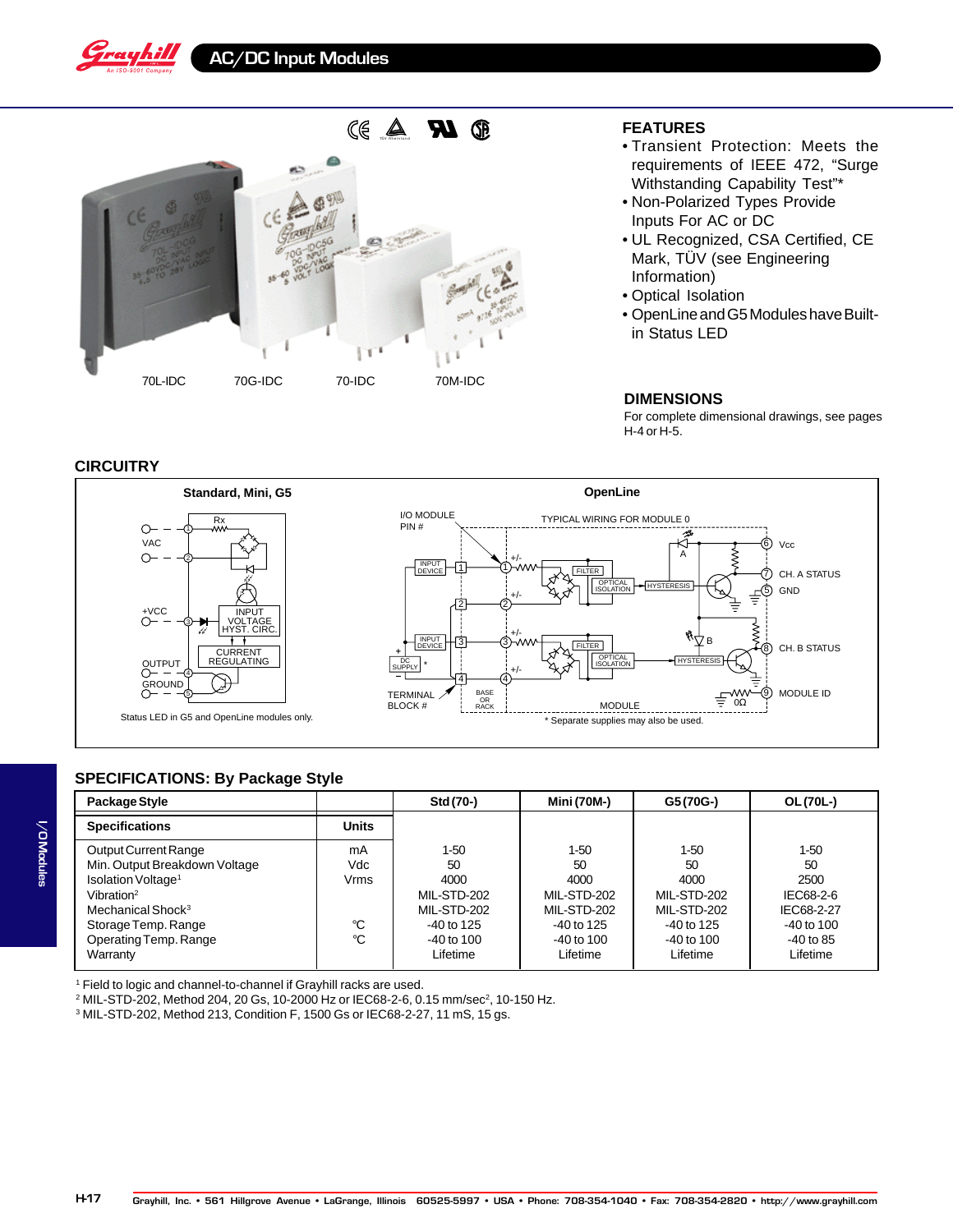# AC/DC Input Modules

70L-IDC 70G-IDC 70-IDC 70M-IDC

## FEATURES

- Transient Protection: Meets the requirements of IEEE 472, "Surge Withstanding Capability Test"*
- Non-Polarized Types Provide Inputs For AC or DC
- UL Recognized, CSA Certified, CE Mark, TÜV (see Engineering Information)
- Optical Isolation
- OpenLine and G5 Modules have Built-in Status LED

## DIMENSIONS

For complete dimensional drawings, see pages H-4 or H-5.

## CIRCUITRY

**Standard, Mini, G5**

Status LED in G5 and OpenLine modules only.

**OpenLine**

* Separate supplies may also be used.

## SPECIFICATIONS: By Package Style

| Package Style | | Std (70-) | Mini (70M-) | G5 (70G-) | OL (70L-) |
|---|---|---|---|---|---|
| **Specifications** | **Units** | | | | |
| Output Current Range | mA | 1-50 | 1-50 | 1-50 | 1-50 |
| Min. Output Breakdown Voltage | Vdc | 50 | 50 | 50 | 50 |
| Isolation Voltage[1] | Vrms | 4000 | 4000 | 4000 | 2500 |
| Vibration[2] | | MIL-STD-202 | MIL-STD-202 | MIL-STD-202 | IEC68-2-6 |
| Mechanical Shock[3] | | MIL-STD-202 | MIL-STD-202 | MIL-STD-202 | IEC68-2-27 |
| Storage Temp. Range | °C | -40 to 125 | -40 to 125 | -40 to 125 | -40 to 100 |
| Operating Temp. Range | °C | -40 to 100 | -40 to 100 | -40 to 100 | -40 to 85 |
| Warranty | | Lifetime | Lifetime | Lifetime | Lifetime |

[1] Field to logic and channel-to-channel if Grayhill racks are used.
[2] MIL-STD-202, Method 204, 20 Gs, 10-2000 Hz or IEC68-2-6, 0.15 mm/sec², 10-150 Hz.
[3] MIL-STD-202, Method 213, Condition F, 1500 Gs or IEC68-2-27, 11 mS, 15 gs.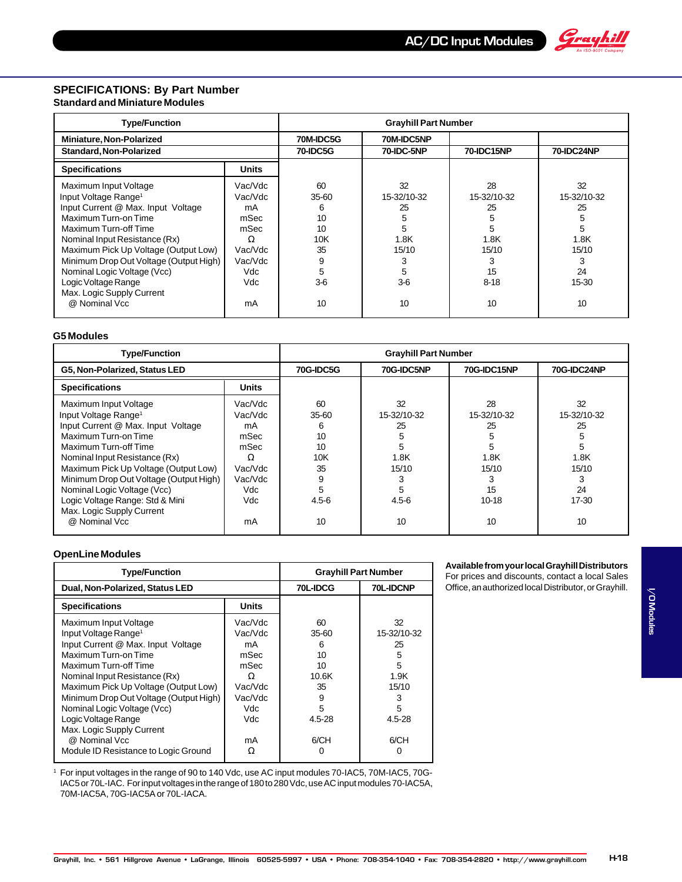## SPECIFICATIONS: By Part Number

### Standard and Miniature Modules

| Type/Function | | Grayhill Part Number | | | |
|---|---|---|---|---|---|
| Miniature, Non-Polarized | | 70M-IDC5G | 70M-IDC5NP | | |
| Standard, Non-Polarized | | 70-IDC5G | 70-IDC-5NP | 70-IDC15NP | 70-IDC24NP |
| **Specifications** | **Units** | | | | |
| Maximum Input Voltage | Vac/Vdc | 60 | 32 | 28 | 32 |
| Input Voltage Range[1] | Vac/Vdc | 35-60 | 15-32/10-32 | 15-32/10-32 | 15-32/10-32 |
| Input Current @ Max. Input Voltage | mA | 6 | 25 | 25 | 25 |
| Maximum Turn-on Time | mSec | 10 | 5 | 5 | 5 |
| Maximum Turn-off Time | mSec | 10 | 5 | 5 | 5 |
| Nominal Input Resistance (Rx) | Ω | 10K | 1.8K | 1.8K | 1.8K |
| Maximum Pick Up Voltage (Output Low) | Vac/Vdc | 35 | 15/10 | 15/10 | 15/10 |
| Minimum Drop Out Voltage (Output High) | Vac/Vdc | 9 | 3 | 3 | 3 |
| Nominal Logic Voltage (Vcc) | Vdc | 5 | 5 | 15 | 24 |
| Logic Voltage Range | Vdc | 3-6 | 3-6 | 8-18 | 15-30 |
| Max. Logic Supply Current @ Nominal Vcc | mA | 10 | 10 | 10 | 10 |

### G5 Modules

| Type/Function | | Grayhill Part Number | | | |
|---|---|---|---|---|---|
| G5, Non-Polarized, Status LED | | 70G-IDC5G | 70G-IDC5NP | 70G-IDC15NP | 70G-IDC24NP |
| **Specifications** | **Units** | | | | |
| Maximum Input Voltage | Vac/Vdc | 60 | 32 | 28 | 32 |
| Input Voltage Range[1] | Vac/Vdc | 35-60 | 15-32/10-32 | 15-32/10-32 | 15-32/10-32 |
| Input Current @ Max. Input Voltage | mA | 6 | 25 | 25 | 25 |
| Maximum Turn-on Time | mSec | 10 | 5 | 5 | 5 |
| Maximum Turn-off Time | mSec | 10 | 5 | 5 | 5 |
| Nominal Input Resistance (Rx) | Ω | 10K | 1.8K | 1.8K | 1.8K |
| Maximum Pick Up Voltage (Output Low) | Vac/Vdc | 35 | 15/10 | 15/10 | 15/10 |
| Minimum Drop Out Voltage (Output High) | Vac/Vdc | 9 | 3 | 3 | 3 |
| Nominal Logic Voltage (Vcc) | Vdc | 5 | 5 | 15 | 24 |
| Logic Voltage Range: Std & Mini | Vdc | 4.5-6 | 4.5-6 | 10-18 | 17-30 |
| Max. Logic Supply Current @ Nominal Vcc | mA | 10 | 10 | 10 | 10 |

### OpenLine Modules

| Type/Function | | Grayhill Part Number | |
|---|---|---|---|
| Dual, Non-Polarized, Status LED | | 70L-IDCG | 70L-IDCNP |
| **Specifications** | **Units** | | |
| Maximum Input Voltage | Vac/Vdc | 60 | 32 |
| Input Voltage Range[1] | Vac/Vdc | 35-60 | 15-32/10-32 |
| Input Current @ Max. Input Voltage | mA | 6 | 25 |
| Maximum Turn-on Time | mSec | 10 | 5 |
| Maximum Turn-off Time | mSec | 10 | 5 |
| Nominal Input Resistance (Rx) | Ω | 10.6K | 1.9K |
| Maximum Pick Up Voltage (Output Low) | Vac/Vdc | 35 | 15/10 |
| Minimum Drop Out Voltage (Output High) | Vac/Vdc | 9 | 3 |
| Nominal Logic Voltage (Vcc) | Vdc | 5 | 5 |
| Logic Voltage Range | Vdc | 4.5-28 | 4.5-28 |
| Max. Logic Supply Current @ Nominal Vcc | mA | 6/CH | 6/CH |
| Module ID Resistance to Logic Ground | Ω | 0 | 0 |

[1] For input voltages in the range of 90 to 140 Vdc, use AC input modules 70-IAC5, 70M-IAC5, 70G-IAC5 or 70L-IAC. For input voltages in the range of 180 to 280 Vdc, use AC input modules 70-IAC5A, 70M-IAC5A, 70G-IAC5A or 70L-IACA.

**Available from your local Grayhill Distributors**
For prices and discounts, contact a local Sales Office, an authorized local Distributor, or Grayhill.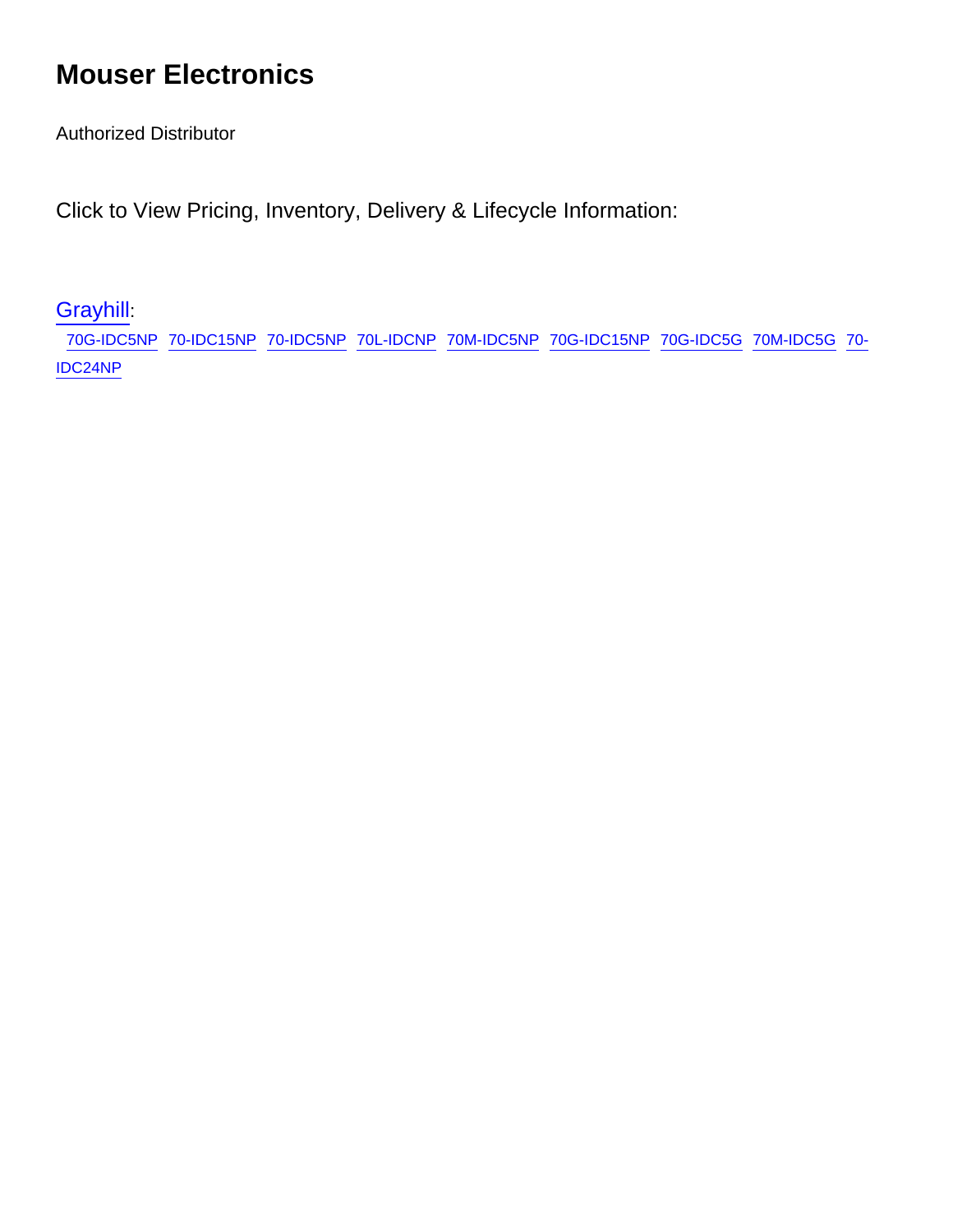# Mouser Electronics

Authorized Distributor

Click to View Pricing, Inventory, Delivery & Lifecycle Information:

Grayhill:

70G-IDC5NP 70-IDC15NP 70-IDC5NP 70L-IDCNP 70M-IDC5NP 70G-IDC15NP 70G-IDC5G 70M-IDC5G 70-IDC24NP